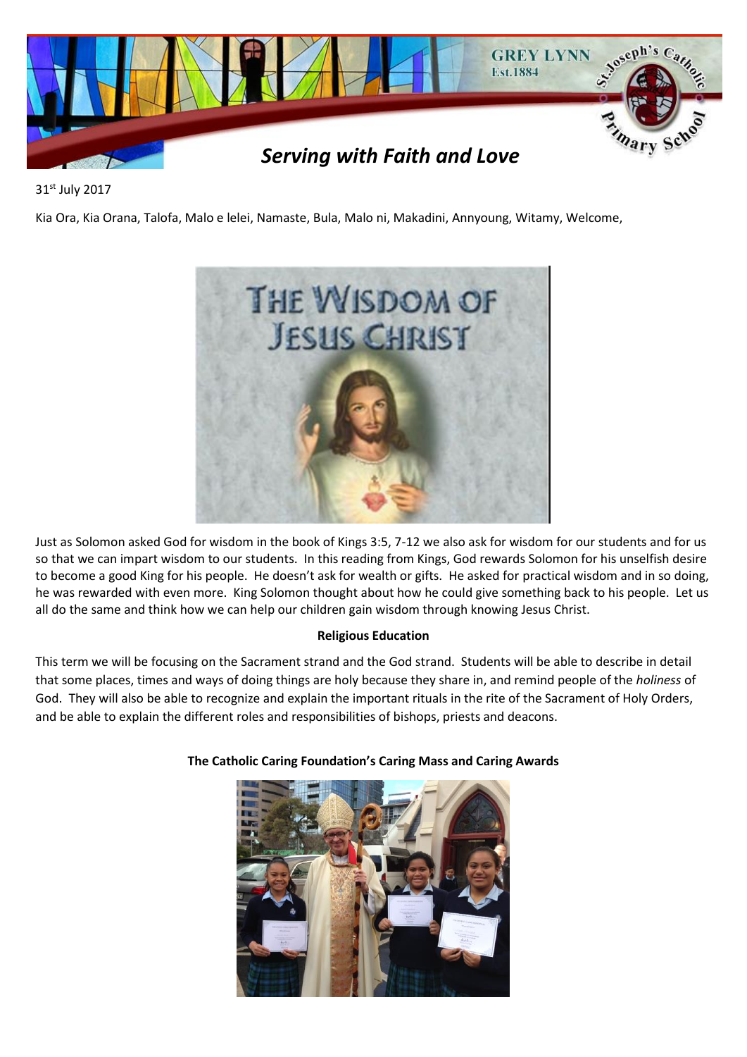# Serving with Faith and Love

31st July 2017

Kia Ora, Kia Orana, Talofa, Malo e lelei, Namaste, Bula, Malo ni, Makadini, Annyoung, Witamy, Welcome,

Just as Solomon asked God for wisdom in the book of Kings 3:5, 7-12 we also ask for wisdom for our students and for us so that we can impart wisdom to our students. In this reading from Kings, God rewards Solomon for his unselfish desire to become a good King for his people. He doesn't ask for wealth or gifts. He asked for practical wisdom and in so doing, he was rewarded with even more. King Solomon thought about how he could give something back to his people. Let us all do the same and think how we can help our children gain wisdom through knowing Jesus Christ.

**Religious Education**

This term we will be focusing on the Sacrament strand and the God strand. Students will be able to describe in detail that some places, times and ways of doing things are holy because they share in, and remind people of the *holiness* of God. They will also be able to recognize and explain the important rituals in the rite of the Sacrament of Holy Orders, and be able to explain the different roles and responsibilities of bishops, priests and deacons.

**The Catholic Caring Foundation's Caring Mass and Caring Awards**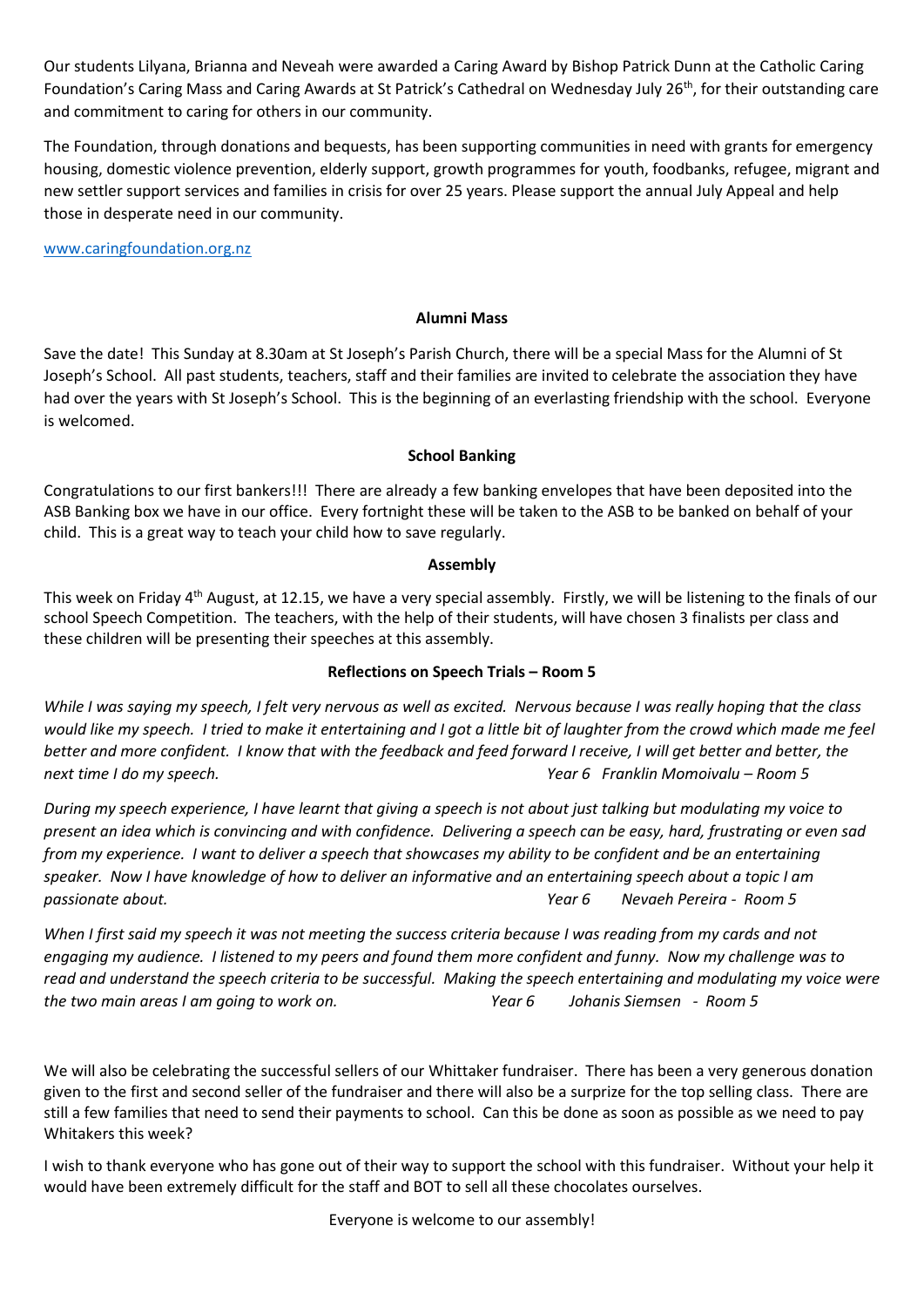Our students Lilyana, Brianna and Neveah were awarded a Caring Award by Bishop Patrick Dunn at the Catholic Caring Foundation's Caring Mass and Caring Awards at St Patrick's Cathedral on Wednesday July 26th, for their outstanding care and commitment to caring for others in our community.

The Foundation, through donations and bequests, has been supporting communities in need with grants for emergency housing, domestic violence prevention, elderly support, growth programmes for youth, foodbanks, refugee, migrant and new settler support services and families in crisis for over 25 years. Please support the annual July Appeal and help those in desperate need in our community.

www.caringfoundation.org.nz

**Alumni Mass**

Save the date! This Sunday at 8.30am at St Joseph's Parish Church, there will be a special Mass for the Alumni of St Joseph's School. All past students, teachers, staff and their families are invited to celebrate the association they have had over the years with St Joseph's School. This is the beginning of an everlasting friendship with the school. Everyone is welcomed.

**School Banking**

Congratulations to our first bankers!!! There are already a few banking envelopes that have been deposited into the ASB Banking box we have in our office. Every fortnight these will be taken to the ASB to be banked on behalf of your child. This is a great way to teach your child how to save regularly.

**Assembly**

This week on Friday 4th August, at 12.15, we have a very special assembly. Firstly, we will be listening to the finals of our school Speech Competition. The teachers, with the help of their students, will have chosen 3 finalists per class and these children will be presenting their speeches at this assembly.

**Reflections on Speech Trials – Room 5**

*While I was saying my speech, I felt very nervous as well as excited. Nervous because I was really hoping that the class would like my speech. I tried to make it entertaining and I got a little bit of laughter from the crowd which made me feel better and more confident. I know that with the feedback and feed forward I receive, I will get better and better, the next time I do my speech.* *Year 6 Franklin Momoivalu – Room 5*

*During my speech experience, I have learnt that giving a speech is not about just talking but modulating my voice to present an idea which is convincing and with confidence. Delivering a speech can be easy, hard, frustrating or even sad from my experience. I want to deliver a speech that showcases my ability to be confident and be an entertaining speaker. Now I have knowledge of how to deliver an informative and an entertaining speech about a topic I am passionate about.* *Year 6 Nevaeh Pereira - Room 5*

*When I first said my speech it was not meeting the success criteria because I was reading from my cards and not engaging my audience. I listened to my peers and found them more confident and funny. Now my challenge was to read and understand the speech criteria to be successful. Making the speech entertaining and modulating my voice were the two main areas I am going to work on.* *Year 6 Johanis Siemsen - Room 5*

We will also be celebrating the successful sellers of our Whittaker fundraiser. There has been a very generous donation given to the first and second seller of the fundraiser and there will also be a surprize for the top selling class. There are still a few families that need to send their payments to school. Can this be done as soon as possible as we need to pay Whitakers this week?

I wish to thank everyone who has gone out of their way to support the school with this fundraiser. Without your help it would have been extremely difficult for the staff and BOT to sell all these chocolates ourselves.

Everyone is welcome to our assembly!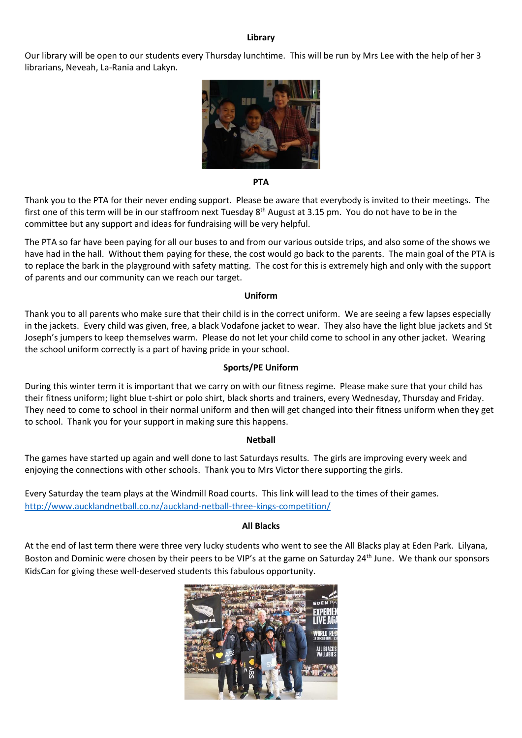## Library

Our library will be open to our students every Thursday lunchtime. This will be run by Mrs Lee with the help of her 3 librarians, Neveah, La-Rania and Lakyn.

## PTA

Thank you to the PTA for their never ending support. Please be aware that everybody is invited to their meetings. The first one of this term will be in our staffroom next Tuesday 8th August at 3.15 pm. You do not have to be in the committee but any support and ideas for fundraising will be very helpful.

The PTA so far have been paying for all our buses to and from our various outside trips, and also some of the shows we have had in the hall. Without them paying for these, the cost would go back to the parents. The main goal of the PTA is to replace the bark in the playground with safety matting. The cost for this is extremely high and only with the support of parents and our community can we reach our target.

## Uniform

Thank you to all parents who make sure that their child is in the correct uniform. We are seeing a few lapses especially in the jackets. Every child was given, free, a black Vodafone jacket to wear. They also have the light blue jackets and St Joseph's jumpers to keep themselves warm. Please do not let your child come to school in any other jacket. Wearing the school uniform correctly is a part of having pride in your school.

## Sports/PE Uniform

During this winter term it is important that we carry on with our fitness regime. Please make sure that your child has their fitness uniform; light blue t-shirt or polo shirt, black shorts and trainers, every Wednesday, Thursday and Friday. They need to come to school in their normal uniform and then will get changed into their fitness uniform when they get to school. Thank you for your support in making sure this happens.

## Netball

The games have started up again and well done to last Saturdays results. The girls are improving every week and enjoying the connections with other schools. Thank you to Mrs Victor there supporting the girls.

Every Saturday the team plays at the Windmill Road courts. This link will lead to the times of their games.
http://www.aucklandnetball.co.nz/auckland-netball-three-kings-competition/

## All Blacks

At the end of last term there were three very lucky students who went to see the All Blacks play at Eden Park. Lilyana, Boston and Dominic were chosen by their peers to be VIP's at the game on Saturday 24th June. We thank our sponsors KidsCan for giving these well-deserved students this fabulous opportunity.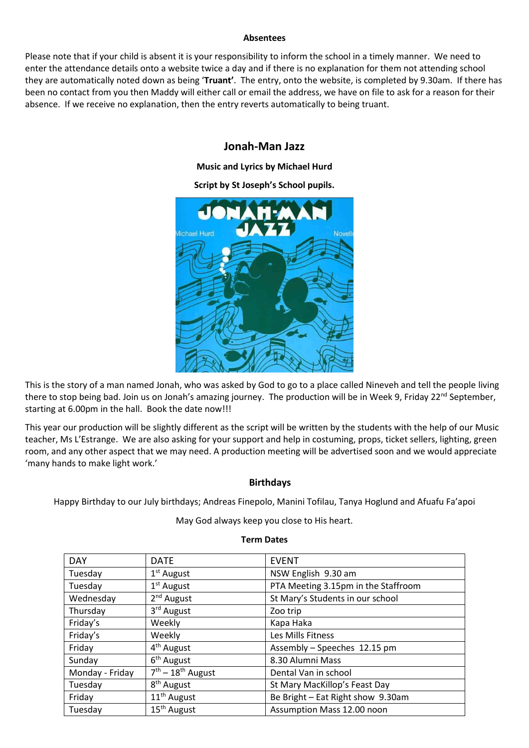### Absentees

Please note that if your child is absent it is your responsibility to inform the school in a timely manner. We need to enter the attendance details onto a website twice a day and if there is no explanation for them not attending school they are automatically noted down as being '**Truant'**. The entry, onto the website, is completed by 9.30am. If there has been no contact from you then Maddy will either call or email the address, we have on file to ask for a reason for their absence. If we receive no explanation, then the entry reverts automatically to being truant.

## Jonah-Man Jazz

**Music and Lyrics by Michael Hurd**

**Script by St Joseph's School pupils.**

This is the story of a man named Jonah, who was asked by God to go to a place called Nineveh and tell the people living there to stop being bad. Join us on Jonah's amazing journey. The production will be in Week 9, Friday 22nd September, starting at 6.00pm in the hall. Book the date now!!!

This year our production will be slightly different as the script will be written by the students with the help of our Music teacher, Ms L'Estrange. We are also asking for your support and help in costuming, props, ticket sellers, lighting, green room, and any other aspect that we may need. A production meeting will be advertised soon and we would appreciate 'many hands to make light work.'

### Birthdays

Happy Birthday to our July birthdays; Andreas Finepolo, Manini Tofilau, Tanya Hoglund and Afuafu Fa'apoi

May God always keep you close to His heart.

### Term Dates

| DAY | DATE | EVENT |
|---|---|---|
| Tuesday | 1st August | NSW English 9.30 am |
| Tuesday | 1st August | PTA Meeting 3.15pm in the Staffroom |
| Wednesday | 2nd August | St Mary's Students in our school |
| Thursday | 3rd August | Zoo trip |
| Friday's | Weekly | Kapa Haka |
| Friday's | Weekly | Les Mills Fitness |
| Friday | 4th August | Assembly – Speeches 12.15 pm |
| Sunday | 6th August | 8.30 Alumni Mass |
| Monday - Friday | 7th – 18th August | Dental Van in school |
| Tuesday | 8th August | St Mary MacKillop's Feast Day |
| Friday | 11th August | Be Bright – Eat Right show 9.30am |
| Tuesday | 15th August | Assumption Mass 12.00 noon |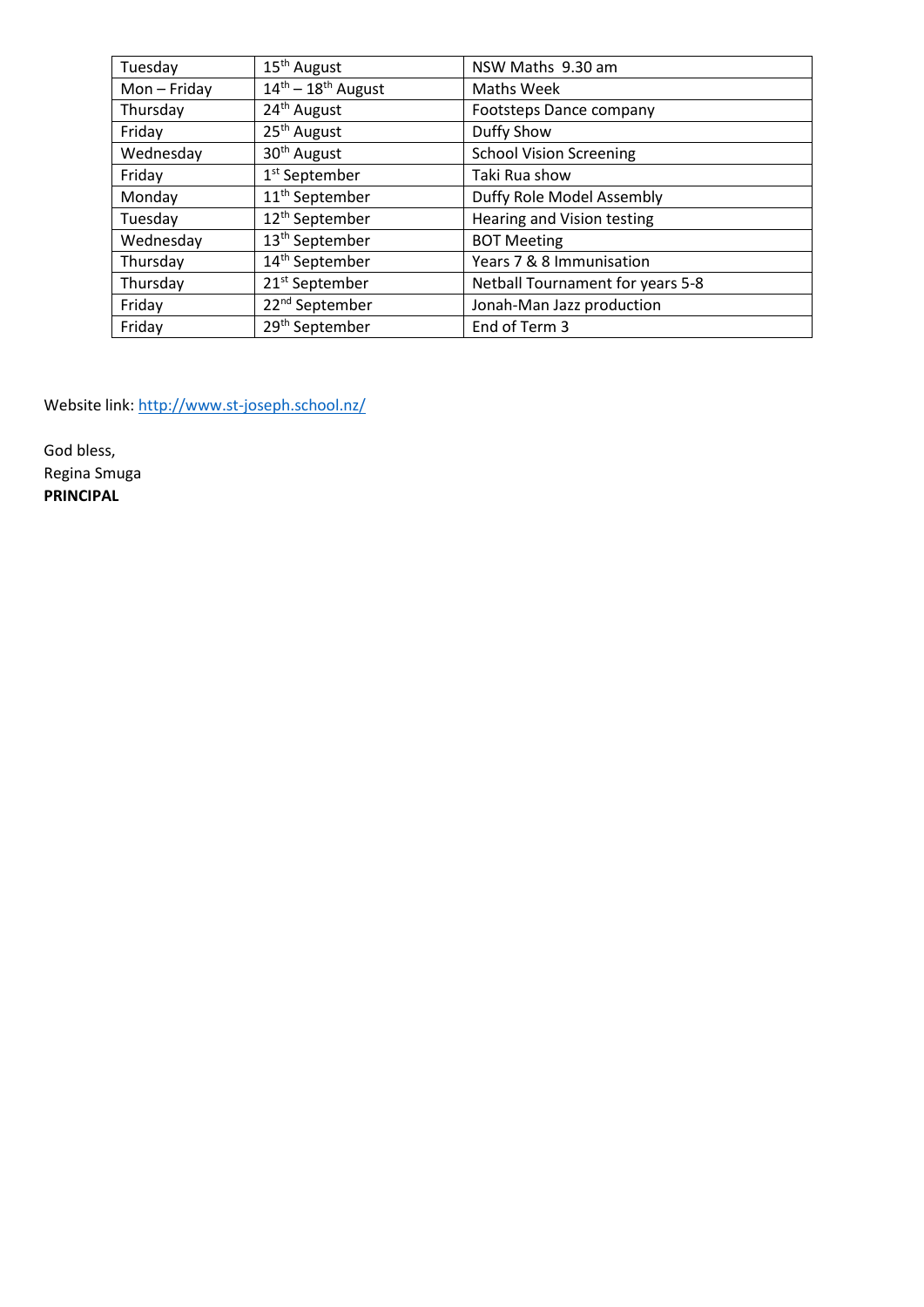| Tuesday | 15th August | NSW Maths 9.30 am |
|---|---|---|
| Mon – Friday | 14th – 18th August | Maths Week |
| Thursday | 24th August | Footsteps Dance company |
| Friday | 25th August | Duffy Show |
| Wednesday | 30th August | School Vision Screening |
| Friday | 1st September | Taki Rua show |
| Monday | 11th September | Duffy Role Model Assembly |
| Tuesday | 12th September | Hearing and Vision testing |
| Wednesday | 13th September | BOT Meeting |
| Thursday | 14th September | Years 7 & 8 Immunisation |
| Thursday | 21st September | Netball Tournament for years 5-8 |
| Friday | 22nd September | Jonah-Man Jazz production |
| Friday | 29th September | End of Term 3 |

Website link: http://www.st-joseph.school.nz/

God bless,
Regina Smuga
**PRINCIPAL**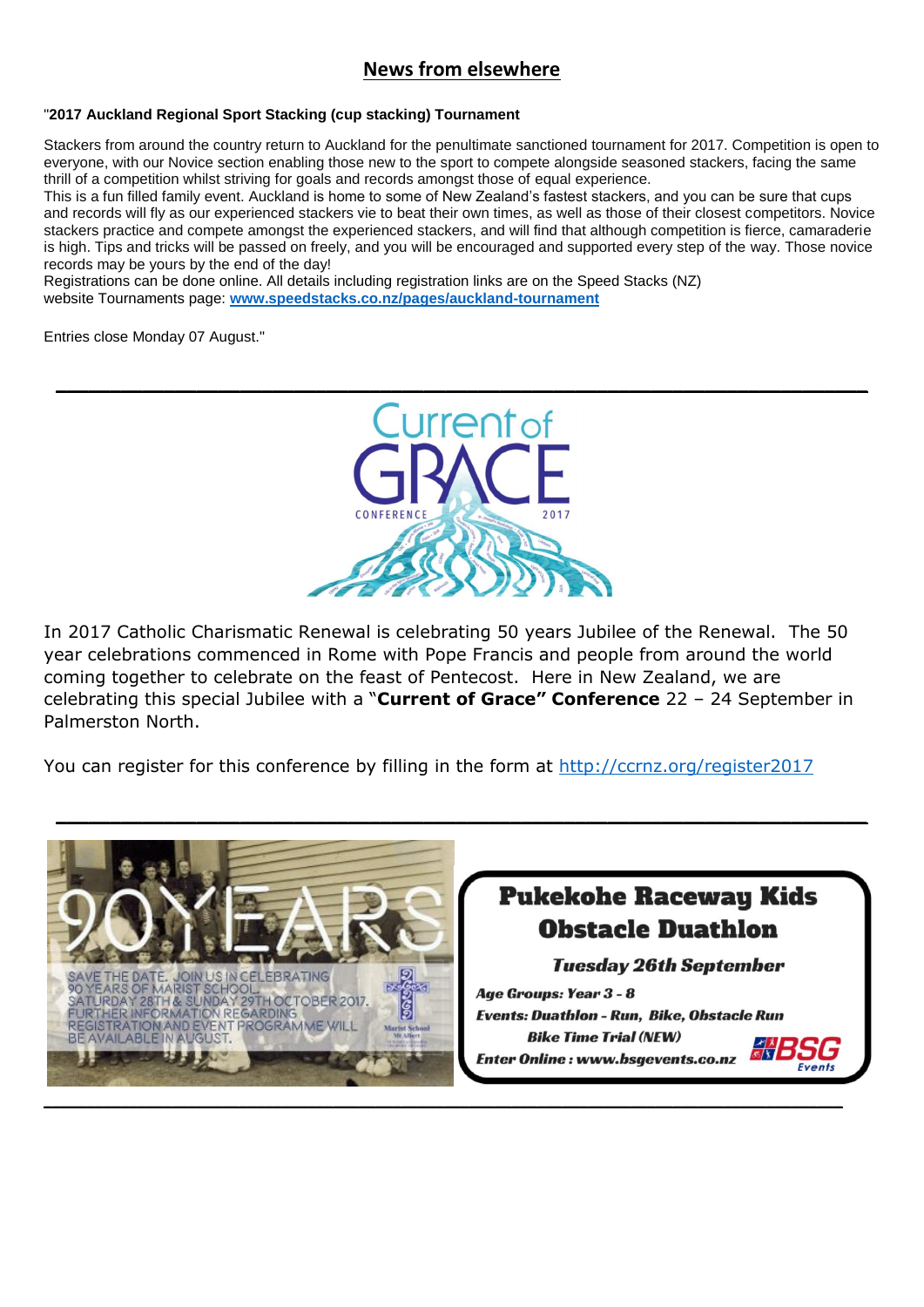## News from elsewhere

"**2017 Auckland Regional Sport Stacking (cup stacking) Tournament**

Stackers from around the country return to Auckland for the penultimate sanctioned tournament for 2017. Competition is open to everyone, with our Novice section enabling those new to the sport to compete alongside seasoned stackers, facing the same thrill of a competition whilst striving for goals and records amongst those of equal experience.
This is a fun filled family event. Auckland is home to some of New Zealand's fastest stackers, and you can be sure that cups and records will fly as our experienced stackers vie to beat their own times, as well as those of their closest competitors. Novice stackers practice and compete amongst the experienced stackers, and will find that although competition is fierce, camaraderie is high. Tips and tricks will be passed on freely, and you will be encouraged and supported every step of the way. Those novice records may be yours by the end of the day!
Registrations can be done online. All details including registration links are on the Speed Stacks (NZ) website Tournaments page: **www.speedstacks.co.nz/pages/auckland-tournament**

Entries close Monday 07 August."

---

Current of GRACE
CONFERENCE 2017

In 2017 Catholic Charismatic Renewal is celebrating 50 years Jubilee of the Renewal. The 50 year celebrations commenced in Rome with Pope Francis and people from around the world coming together to celebrate on the feast of Pentecost. Here in New Zealand, we are celebrating this special Jubilee with a "**Current of Grace" Conference** 22 – 24 September in Palmerston North.

You can register for this conference by filling in the form at http://ccrnz.org/register2017

---

90 YEARS

SAVE THE DATE. JOIN US IN CELEBRATING 90 YEARS OF MARIST SCHOOL.
SATURDAY 28TH & SUNDAY 29TH OCTOBER 2017.
FURTHER INFORMATION REGARDING REGISTRATION AND EVENT PROGRAMME WILL BE AVAILABLE IN AUGUST.

Marist School Mt Albert

**Pukekohe Raceway Kids Obstacle Duathlon**

***Tuesday 26th September***

***Age Groups: Year 3 - 8***

***Events: Duathlon - Run, Bike, Obstacle Run***

***Bike Time Trial (NEW)***

***Enter Online : www.bsgevents.co.nz***

BSG Events